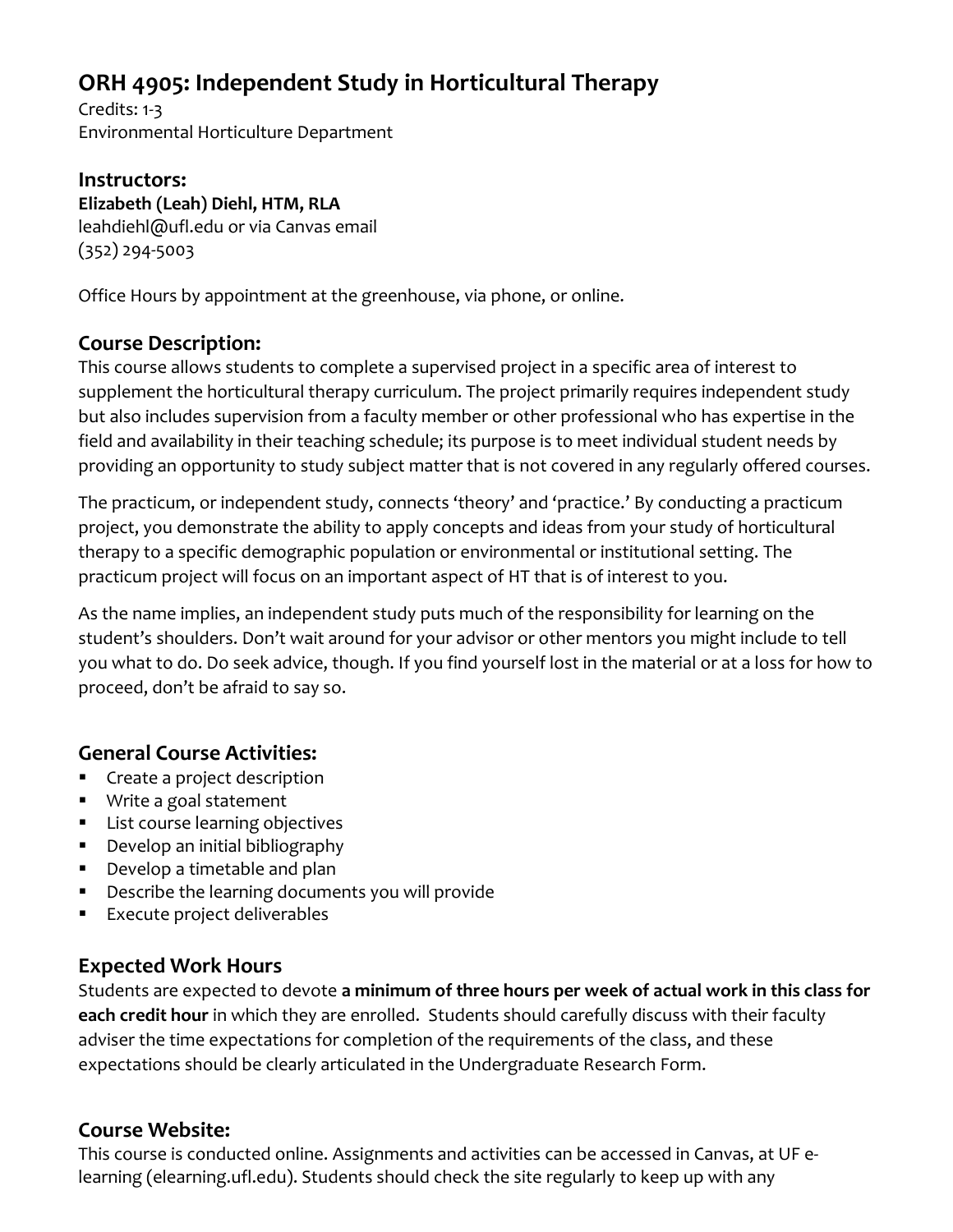# ORH 4905: Independent Study in Horticultural Therapy

Credits: 1-3
Environmental Horticulture Department

## Instructors:

**Elizabeth (Leah) Diehl, HTM, RLA**
leahdiehl@ufl.edu or via Canvas email
(352) 294-5003

Office Hours by appointment at the greenhouse, via phone, or online.

## Course Description:

This course allows students to complete a supervised project in a specific area of interest to supplement the horticultural therapy curriculum. The project primarily requires independent study but also includes supervision from a faculty member or other professional who has expertise in the field and availability in their teaching schedule; its purpose is to meet individual student needs by providing an opportunity to study subject matter that is not covered in any regularly offered courses.

The practicum, or independent study, connects 'theory' and 'practice.' By conducting a practicum project, you demonstrate the ability to apply concepts and ideas from your study of horticultural therapy to a specific demographic population or environmental or institutional setting. The practicum project will focus on an important aspect of HT that is of interest to you.

As the name implies, an independent study puts much of the responsibility for learning on the student's shoulders. Don't wait around for your advisor or other mentors you might include to tell you what to do. Do seek advice, though. If you find yourself lost in the material or at a loss for how to proceed, don't be afraid to say so.

## General Course Activities:

- Create a project description
- Write a goal statement
- List course learning objectives
- Develop an initial bibliography
- Develop a timetable and plan
- Describe the learning documents you will provide
- Execute project deliverables

## Expected Work Hours

Students are expected to devote **a minimum of three hours per week of actual work in this class for each credit hour** in which they are enrolled. Students should carefully discuss with their faculty adviser the time expectations for completion of the requirements of the class, and these expectations should be clearly articulated in the Undergraduate Research Form.

## Course Website:

This course is conducted online. Assignments and activities can be accessed in Canvas, at UF e-learning (elearning.ufl.edu). Students should check the site regularly to keep up with any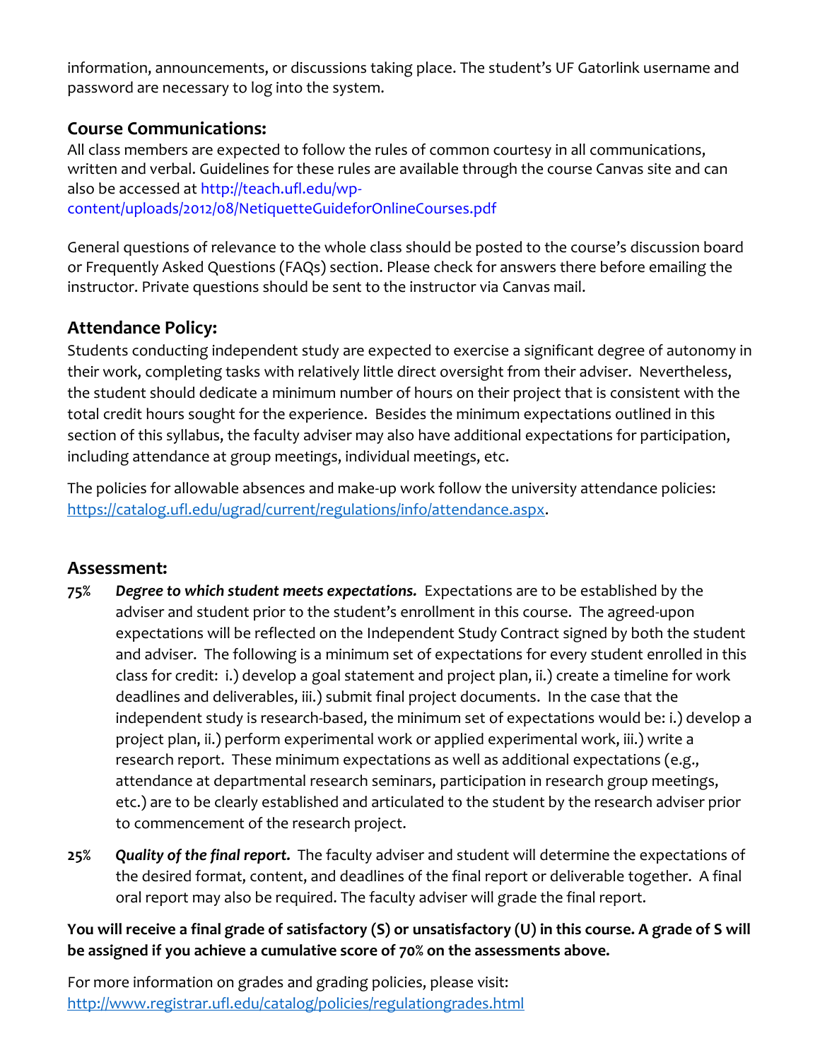information, announcements, or discussions taking place. The student's UF Gatorlink username and password are necessary to log into the system.

## Course Communications:

All class members are expected to follow the rules of common courtesy in all communications, written and verbal. Guidelines for these rules are available through the course Canvas site and can also be accessed at http://teach.ufl.edu/wp-content/uploads/2012/08/NetiquetteGuideforOnlineCourses.pdf

General questions of relevance to the whole class should be posted to the course's discussion board or Frequently Asked Questions (FAQs) section. Please check for answers there before emailing the instructor. Private questions should be sent to the instructor via Canvas mail.

## Attendance Policy:

Students conducting independent study are expected to exercise a significant degree of autonomy in their work, completing tasks with relatively little direct oversight from their adviser. Nevertheless, the student should dedicate a minimum number of hours on their project that is consistent with the total credit hours sought for the experience. Besides the minimum expectations outlined in this section of this syllabus, the faculty adviser may also have additional expectations for participation, including attendance at group meetings, individual meetings, etc.

The policies for allowable absences and make-up work follow the university attendance policies: https://catalog.ufl.edu/ugrad/current/regulations/info/attendance.aspx.

## Assessment:

**75%** ***Degree to which student meets expectations.*** Expectations are to be established by the adviser and student prior to the student's enrollment in this course. The agreed-upon expectations will be reflected on the Independent Study Contract signed by both the student and adviser. The following is a minimum set of expectations for every student enrolled in this class for credit: i.) develop a goal statement and project plan, ii.) create a timeline for work deadlines and deliverables, iii.) submit final project documents. In the case that the independent study is research-based, the minimum set of expectations would be: i.) develop a project plan, ii.) perform experimental work or applied experimental work, iii.) write a research report. These minimum expectations as well as additional expectations (e.g., attendance at departmental research seminars, participation in research group meetings, etc.) are to be clearly established and articulated to the student by the research adviser prior to commencement of the research project.

**25%** ***Quality of the final report.*** The faculty adviser and student will determine the expectations of the desired format, content, and deadlines of the final report or deliverable together. A final oral report may also be required. The faculty adviser will grade the final report.

**You will receive a final grade of satisfactory (S) or unsatisfactory (U) in this course. A grade of S will be assigned if you achieve a cumulative score of 70% on the assessments above.**

For more information on grades and grading policies, please visit: http://www.registrar.ufl.edu/catalog/policies/regulationgrades.html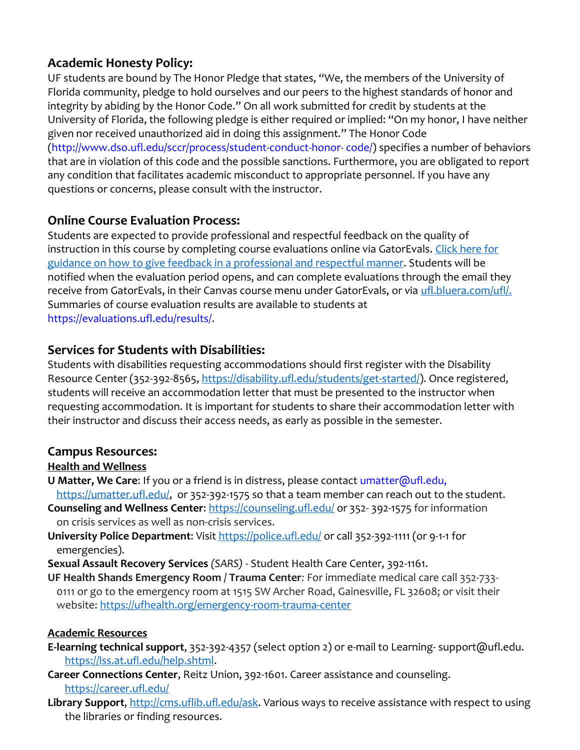## Academic Honesty Policy:

UF students are bound by The Honor Pledge that states, "We, the members of the University of Florida community, pledge to hold ourselves and our peers to the highest standards of honor and integrity by abiding by the Honor Code." On all work submitted for credit by students at the University of Florida, the following pledge is either required or implied: "On my honor, I have neither given nor received unauthorized aid in doing this assignment." The Honor Code (http://www.dso.ufl.edu/sccr/process/student-conduct-honor- code/) specifies a number of behaviors that are in violation of this code and the possible sanctions. Furthermore, you are obligated to report any condition that facilitates academic misconduct to appropriate personnel. If you have any questions or concerns, please consult with the instructor.

## Online Course Evaluation Process:

Students are expected to provide professional and respectful feedback on the quality of instruction in this course by completing course evaluations online via GatorEvals. Click here for guidance on how to give feedback in a professional and respectful manner. Students will be notified when the evaluation period opens, and can complete evaluations through the email they receive from GatorEvals, in their Canvas course menu under GatorEvals, or via ufl.bluera.com/ufl/. Summaries of course evaluation results are available to students at https://evaluations.ufl.edu/results/.

## Services for Students with Disabilities:

Students with disabilities requesting accommodations should first register with the Disability Resource Center (352-392-8565, https://disability.ufl.edu/students/get-started/). Once registered, students will receive an accommodation letter that must be presented to the instructor when requesting accommodation. It is important for students to share their accommodation letter with their instructor and discuss their access needs, as early as possible in the semester.

## Campus Resources:

**Health and Wellness**

**U Matter, We Care**: If you or a friend is in distress, please contact umatter@ufl.edu, https://umatter.ufl.edu/, or 352-392-1575 so that a team member can reach out to the student.

**Counseling and Wellness Center**: https://counseling.ufl.edu/ or 352- 392-1575 for information on crisis services as well as non-crisis services.

**University Police Department**: Visit https://police.ufl.edu/ or call 352-392-1111 (or 9-1-1 for emergencies).

**Sexual Assault Recovery Services** *(SARS)* - Student Health Care Center, 392-1161.

**UF Health Shands Emergency Room / Trauma Center***:* For immediate medical care call 352-733-0111 or go to the emergency room at 1515 SW Archer Road, Gainesville, FL 32608; or visit their website: https://ufhealth.org/emergency-room-trauma-center

**Academic Resources**

**E-learning technical support**, 352-392-4357 (select option 2) or e-mail to Learning- support@ufl.edu. https://lss.at.ufl.edu/help.shtml.

**Career Connections Center**, Reitz Union, 392-1601. Career assistance and counseling. https://career.ufl.edu/

**Library Support**, http://cms.uflib.ufl.edu/ask. Various ways to receive assistance with respect to using the libraries or finding resources.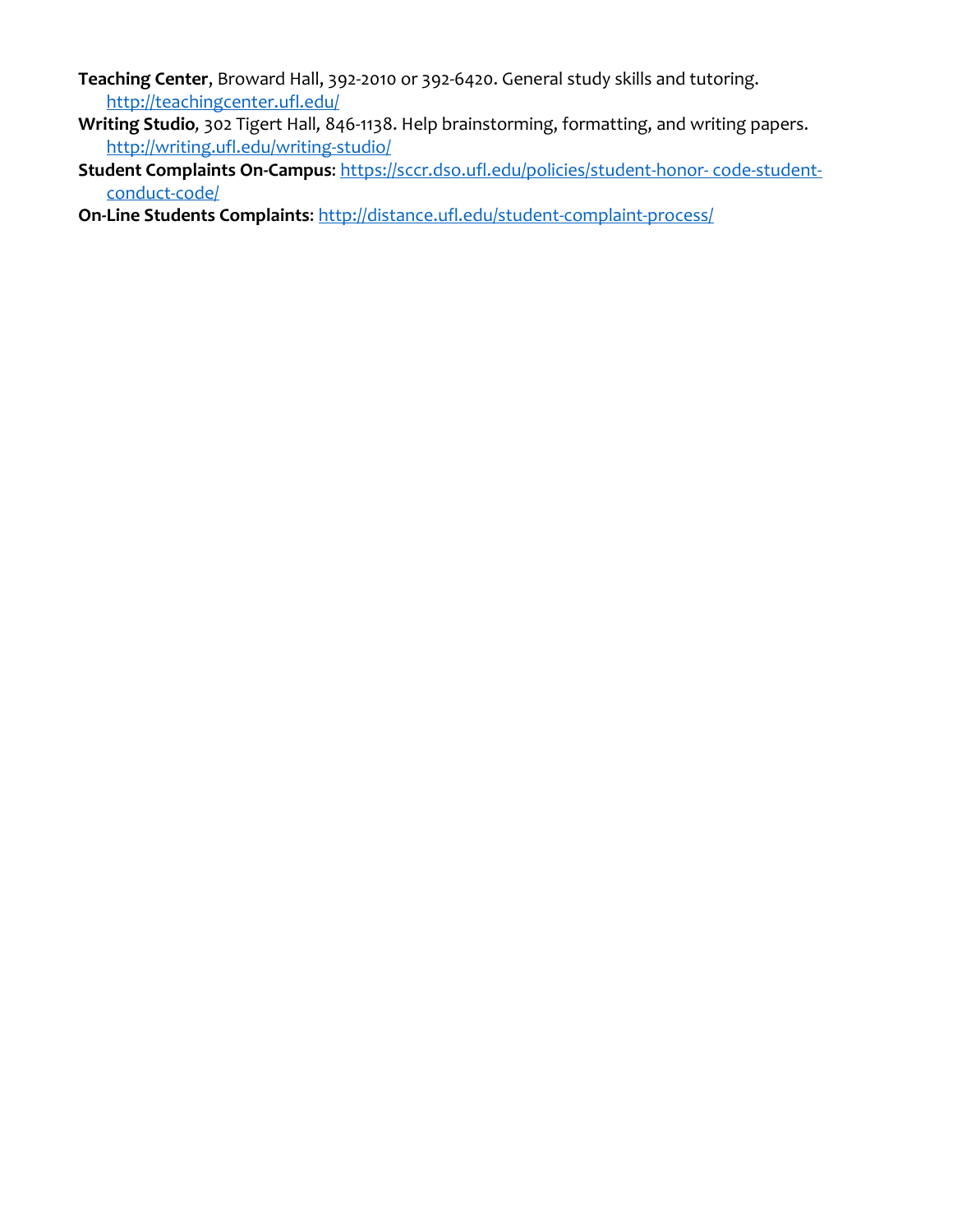**Teaching Center**, Broward Hall, 392-2010 or 392-6420. General study skills and tutoring. http://teachingcenter.ufl.edu/

**Writing Studio**, 302 Tigert Hall, 846-1138. Help brainstorming, formatting, and writing papers. http://writing.ufl.edu/writing-studio/

**Student Complaints On-Campus**: https://sccr.dso.ufl.edu/policies/student-honor- code-student-conduct-code/

**On-Line Students Complaints**: http://distance.ufl.edu/student-complaint-process/